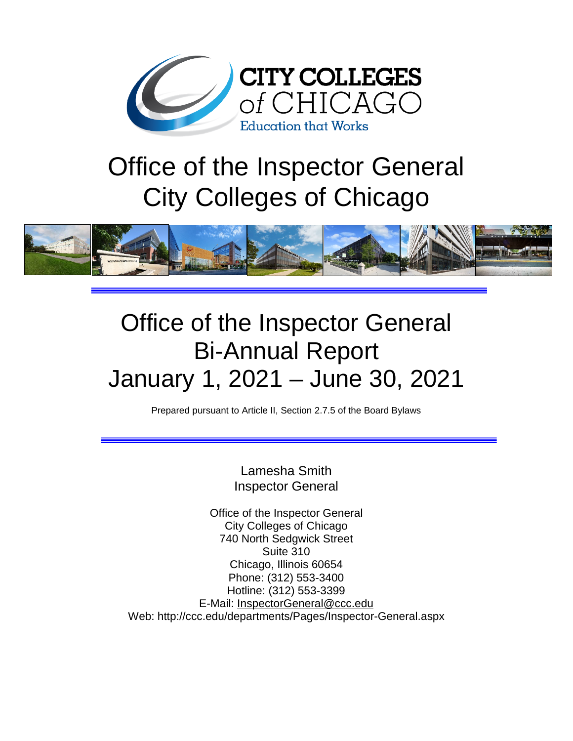CITY COLLEGES of CHICAGO

Education that Works

# Office of the Inspector General
# City Colleges of Chicago

# Office of the Inspector General
# Bi-Annual Report
# January 1, 2021 – June 30, 2021

Prepared pursuant to Article II, Section 2.7.5 of the Board Bylaws

Lamesha Smith
Inspector General

Office of the Inspector General
City Colleges of Chicago
740 North Sedgwick Street
Suite 310
Chicago, Illinois 60654
Phone: (312) 553-3400
Hotline: (312) 553-3399
E-Mail: InspectorGeneral@ccc.edu
Web: http://ccc.edu/departments/Pages/Inspector-General.aspx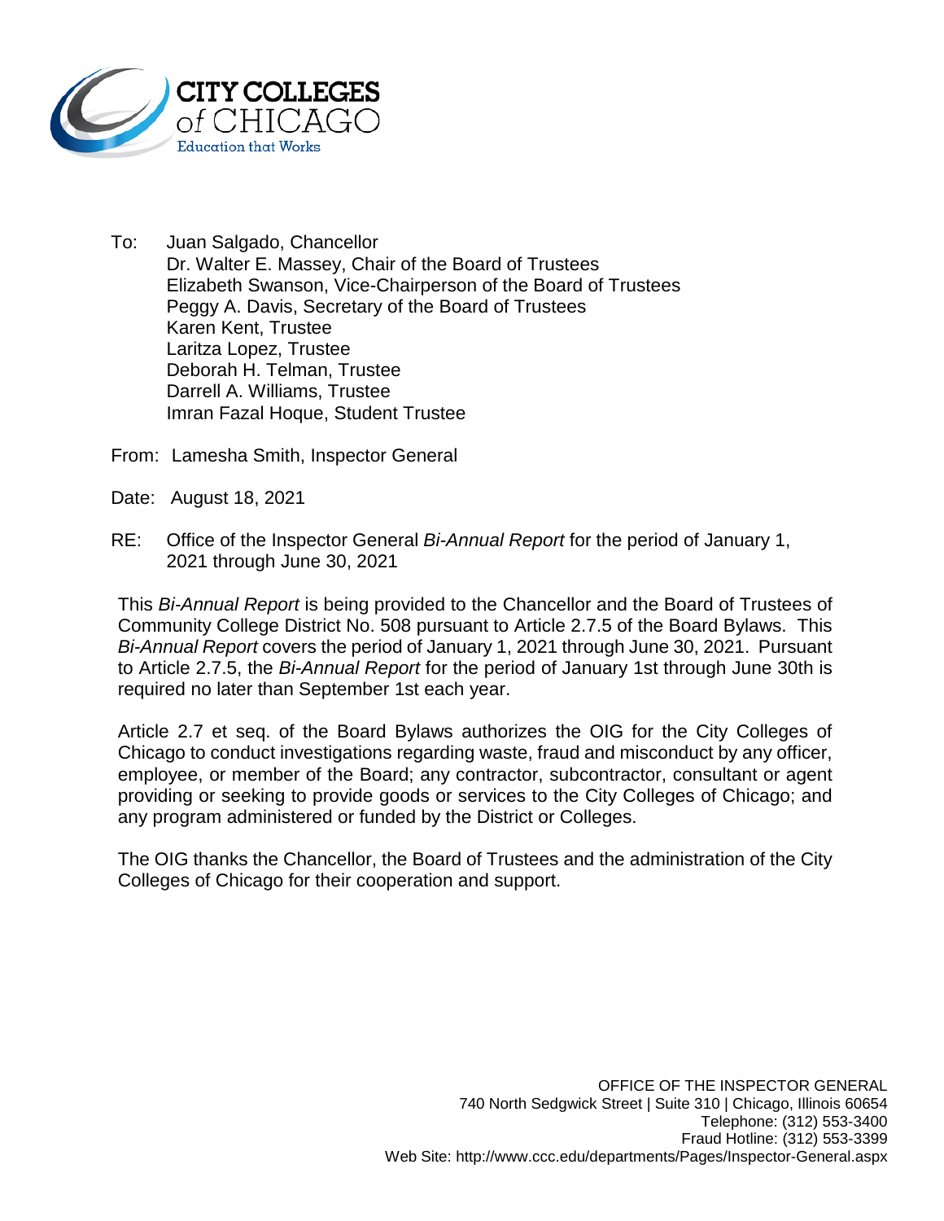CITY COLLEGES of CHICAGO
Education that Works

To: Juan Salgado, Chancellor
Dr. Walter E. Massey, Chair of the Board of Trustees
Elizabeth Swanson, Vice-Chairperson of the Board of Trustees
Peggy A. Davis, Secretary of the Board of Trustees
Karen Kent, Trustee
Laritza Lopez, Trustee
Deborah H. Telman, Trustee
Darrell A. Williams, Trustee
Imran Fazal Hoque, Student Trustee

From: Lamesha Smith, Inspector General

Date: August 18, 2021

RE: Office of the Inspector General *Bi-Annual Report* for the period of January 1, 2021 through June 30, 2021

This *Bi-Annual Report* is being provided to the Chancellor and the Board of Trustees of Community College District No. 508 pursuant to Article 2.7.5 of the Board Bylaws. This *Bi-Annual Report* covers the period of January 1, 2021 through June 30, 2021. Pursuant to Article 2.7.5, the *Bi-Annual Report* for the period of January 1st through June 30th is required no later than September 1st each year.

Article 2.7 et seq. of the Board Bylaws authorizes the OIG for the City Colleges of Chicago to conduct investigations regarding waste, fraud and misconduct by any officer, employee, or member of the Board; any contractor, subcontractor, consultant or agent providing or seeking to provide goods or services to the City Colleges of Chicago; and any program administered or funded by the District or Colleges.

The OIG thanks the Chancellor, the Board of Trustees and the administration of the City Colleges of Chicago for their cooperation and support.

OFFICE OF THE INSPECTOR GENERAL
740 North Sedgwick Street | Suite 310 | Chicago, Illinois 60654
Telephone: (312) 553-3400
Fraud Hotline: (312) 553-3399
Web Site: http://www.ccc.edu/departments/Pages/Inspector-General.aspx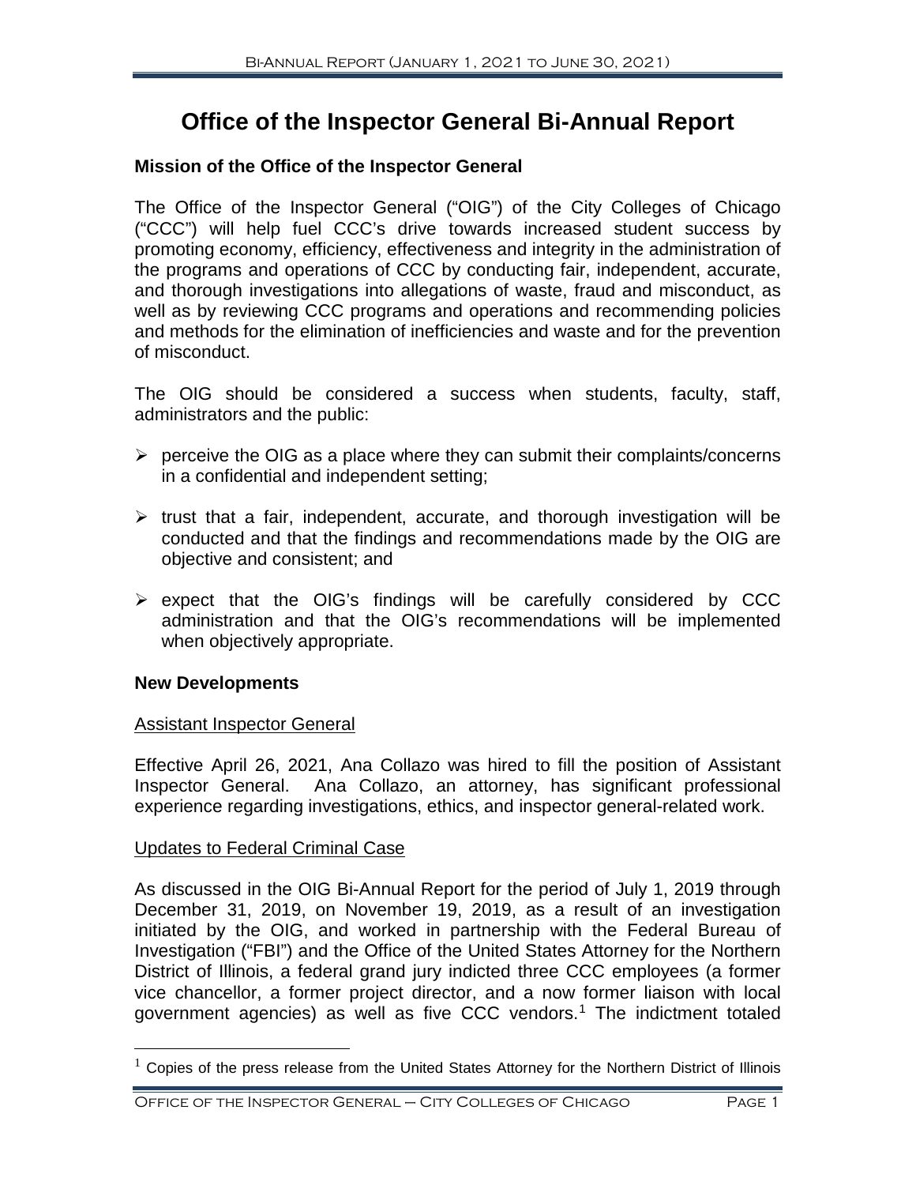# Office of the Inspector General Bi-Annual Report

### Mission of the Office of the Inspector General

The Office of the Inspector General ("OIG") of the City Colleges of Chicago ("CCC") will help fuel CCC's drive towards increased student success by promoting economy, efficiency, effectiveness and integrity in the administration of the programs and operations of CCC by conducting fair, independent, accurate, and thorough investigations into allegations of waste, fraud and misconduct, as well as by reviewing CCC programs and operations and recommending policies and methods for the elimination of inefficiencies and waste and for the prevention of misconduct.

The OIG should be considered a success when students, faculty, staff, administrators and the public:

- perceive the OIG as a place where they can submit their complaints/concerns in a confidential and independent setting;
- trust that a fair, independent, accurate, and thorough investigation will be conducted and that the findings and recommendations made by the OIG are objective and consistent; and
- expect that the OIG's findings will be carefully considered by CCC administration and that the OIG's recommendations will be implemented when objectively appropriate.

### New Developments

<u>Assistant Inspector General</u>

Effective April 26, 2021, Ana Collazo was hired to fill the position of Assistant Inspector General. Ana Collazo, an attorney, has significant professional experience regarding investigations, ethics, and inspector general-related work.

<u>Updates to Federal Criminal Case</u>

As discussed in the OIG Bi-Annual Report for the period of July 1, 2019 through December 31, 2019, on November 19, 2019, as a result of an investigation initiated by the OIG, and worked in partnership with the Federal Bureau of Investigation ("FBI") and the Office of the United States Attorney for the Northern District of Illinois, a federal grand jury indicted three CCC employees (a former vice chancellor, a former project director, and a now former liaison with local government agencies) as well as five CCC vendors.[1] The indictment totaled

[1] Copies of the press release from the United States Attorney for the Northern District of Illinois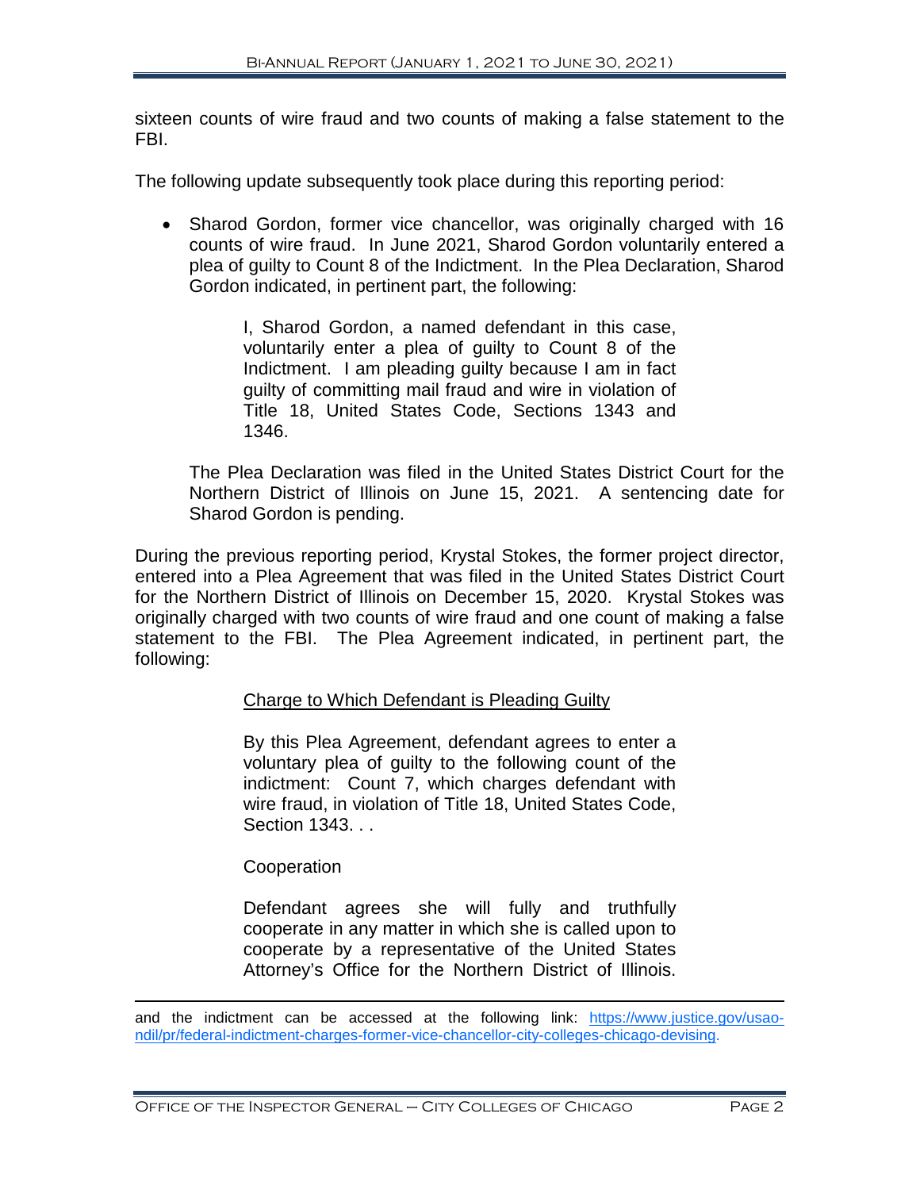sixteen counts of wire fraud and two counts of making a false statement to the FBI.

The following update subsequently took place during this reporting period:

- Sharod Gordon, former vice chancellor, was originally charged with 16 counts of wire fraud. In June 2021, Sharod Gordon voluntarily entered a plea of guilty to Count 8 of the Indictment. In the Plea Declaration, Sharod Gordon indicated, in pertinent part, the following:

  > I, Sharod Gordon, a named defendant in this case, voluntarily enter a plea of guilty to Count 8 of the Indictment. I am pleading guilty because I am in fact guilty of committing mail fraud and wire in violation of Title 18, United States Code, Sections 1343 and 1346.

  The Plea Declaration was filed in the United States District Court for the Northern District of Illinois on June 15, 2021. A sentencing date for Sharod Gordon is pending.

During the previous reporting period, Krystal Stokes, the former project director, entered into a Plea Agreement that was filed in the United States District Court for the Northern District of Illinois on December 15, 2020. Krystal Stokes was originally charged with two counts of wire fraud and one count of making a false statement to the FBI. The Plea Agreement indicated, in pertinent part, the following:

> Charge to Which Defendant is Pleading Guilty
>
> By this Plea Agreement, defendant agrees to enter a voluntary plea of guilty to the following count of the indictment: Count 7, which charges defendant with wire fraud, in violation of Title 18, United States Code, Section 1343. . .
>
> Cooperation
>
> Defendant agrees she will fully and truthfully cooperate in any matter in which she is called upon to cooperate by a representative of the United States Attorney's Office for the Northern District of Illinois.

---

and the indictment can be accessed at the following link: https://www.justice.gov/usao-ndil/pr/federal-indictment-charges-former-vice-chancellor-city-colleges-chicago-devising.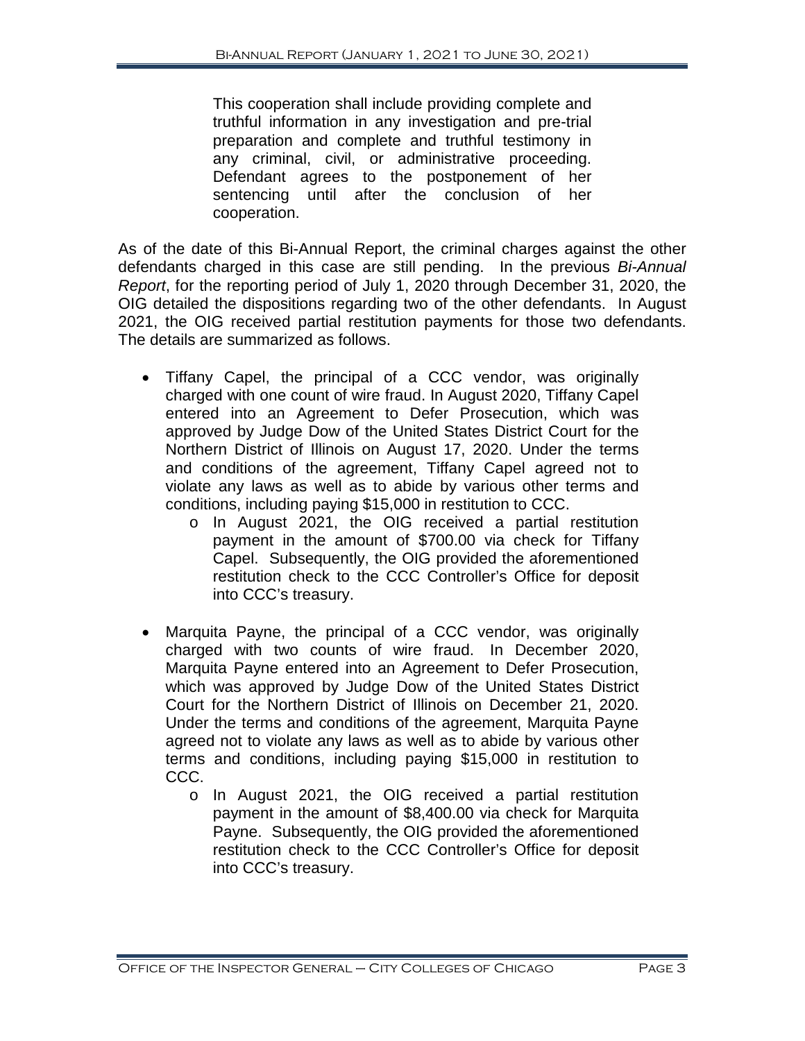> This cooperation shall include providing complete and truthful information in any investigation and pre-trial preparation and complete and truthful testimony in any criminal, civil, or administrative proceeding. Defendant agrees to the postponement of her sentencing until after the conclusion of her cooperation.

As of the date of this Bi-Annual Report, the criminal charges against the other defendants charged in this case are still pending. In the previous *Bi-Annual Report*, for the reporting period of July 1, 2020 through December 31, 2020, the OIG detailed the dispositions regarding two of the other defendants. In August 2021, the OIG received partial restitution payments for those two defendants. The details are summarized as follows.

- Tiffany Capel, the principal of a CCC vendor, was originally charged with one count of wire fraud. In August 2020, Tiffany Capel entered into an Agreement to Defer Prosecution, which was approved by Judge Dow of the United States District Court for the Northern District of Illinois on August 17, 2020. Under the terms and conditions of the agreement, Tiffany Capel agreed not to violate any laws as well as to abide by various other terms and conditions, including paying $15,000 in restitution to CCC.
    - In August 2021, the OIG received a partial restitution payment in the amount of $700.00 via check for Tiffany Capel. Subsequently, the OIG provided the aforementioned restitution check to the CCC Controller's Office for deposit into CCC's treasury.

- Marquita Payne, the principal of a CCC vendor, was originally charged with two counts of wire fraud. In December 2020, Marquita Payne entered into an Agreement to Defer Prosecution, which was approved by Judge Dow of the United States District Court for the Northern District of Illinois on December 21, 2020. Under the terms and conditions of the agreement, Marquita Payne agreed not to violate any laws as well as to abide by various other terms and conditions, including paying $15,000 in restitution to CCC.
    - In August 2021, the OIG received a partial restitution payment in the amount of $8,400.00 via check for Marquita Payne. Subsequently, the OIG provided the aforementioned restitution check to the CCC Controller's Office for deposit into CCC's treasury.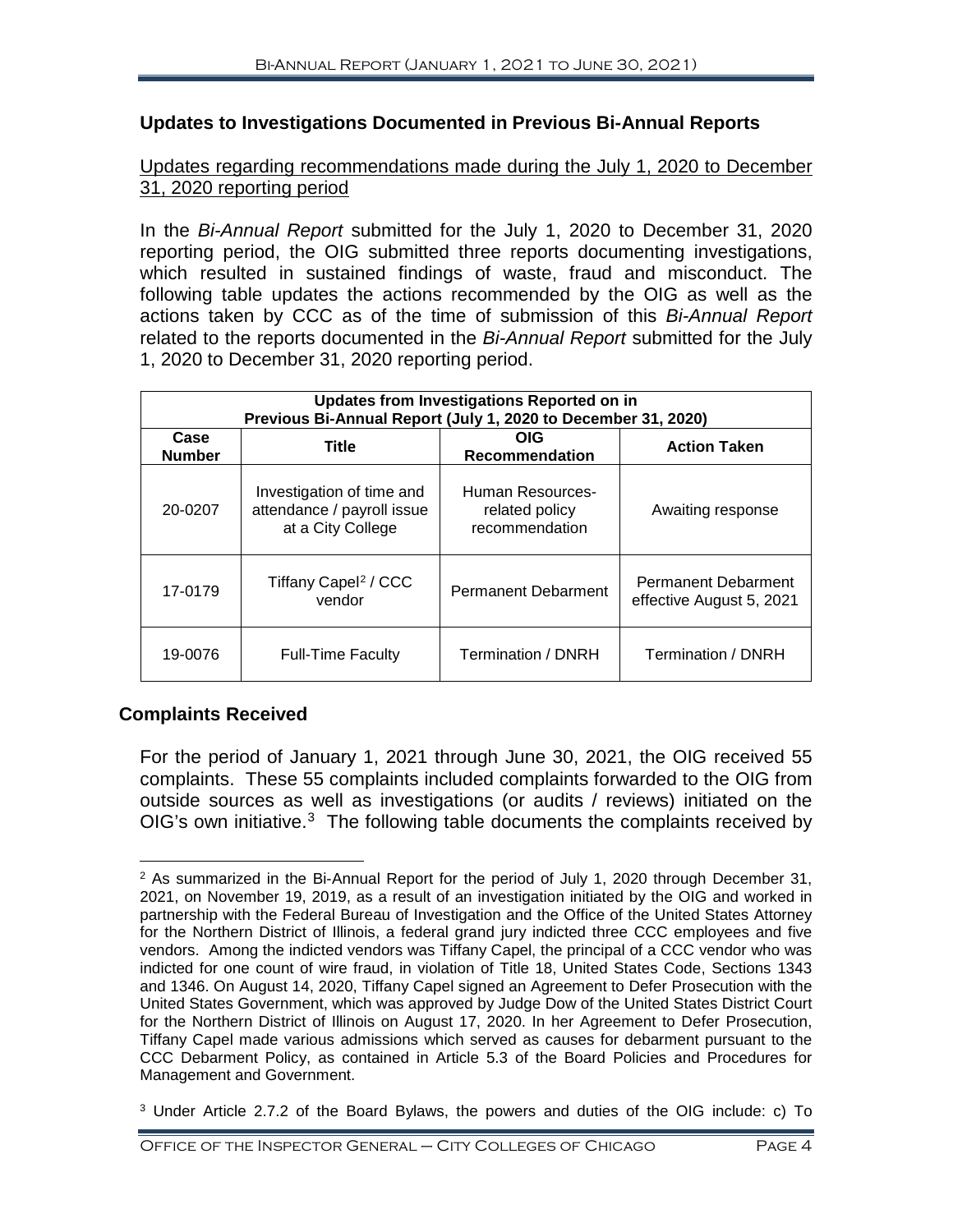## Updates to Investigations Documented in Previous Bi-Annual Reports

Updates regarding recommendations made during the July 1, 2020 to December 31, 2020 reporting period

In the *Bi-Annual Report* submitted for the July 1, 2020 to December 31, 2020 reporting period, the OIG submitted three reports documenting investigations, which resulted in sustained findings of waste, fraud and misconduct. The following table updates the actions recommended by the OIG as well as the actions taken by CCC as of the time of submission of this *Bi-Annual Report* related to the reports documented in the *Bi-Annual Report* submitted for the July 1, 2020 to December 31, 2020 reporting period.

| Updates from Investigations Reported on in Previous Bi-Annual Report (July 1, 2020 to December 31, 2020) | | | |
|---|---|---|---|
| **Case Number** | **Title** | **OIG Recommendation** | **Action Taken** |
| 20-0207 | Investigation of time and attendance / payroll issue at a City College | Human Resources-related policy recommendation | Awaiting response |
| 17-0179 | Tiffany Capel[2] / CCC vendor | Permanent Debarment | Permanent Debarment effective August 5, 2021 |
| 19-0076 | Full-Time Faculty | Termination / DNRH | Termination / DNRH |

## Complaints Received

For the period of January 1, 2021 through June 30, 2021, the OIG received 55 complaints. These 55 complaints included complaints forwarded to the OIG from outside sources as well as investigations (or audits / reviews) initiated on the OIG's own initiative.[3] The following table documents the complaints received by

---

[2] As summarized in the Bi-Annual Report for the period of July 1, 2020 through December 31, 2021, on November 19, 2019, as a result of an investigation initiated by the OIG and worked in partnership with the Federal Bureau of Investigation and the Office of the United States Attorney for the Northern District of Illinois, a federal grand jury indicted three CCC employees and five vendors. Among the indicted vendors was Tiffany Capel, the principal of a CCC vendor who was indicted for one count of wire fraud, in violation of Title 18, United States Code, Sections 1343 and 1346. On August 14, 2020, Tiffany Capel signed an Agreement to Defer Prosecution with the United States Government, which was approved by Judge Dow of the United States District Court for the Northern District of Illinois on August 17, 2020. In her Agreement to Defer Prosecution, Tiffany Capel made various admissions which served as causes for debarment pursuant to the CCC Debarment Policy, as contained in Article 5.3 of the Board Policies and Procedures for Management and Government.

[3] Under Article 2.7.2 of the Board Bylaws, the powers and duties of the OIG include: c) To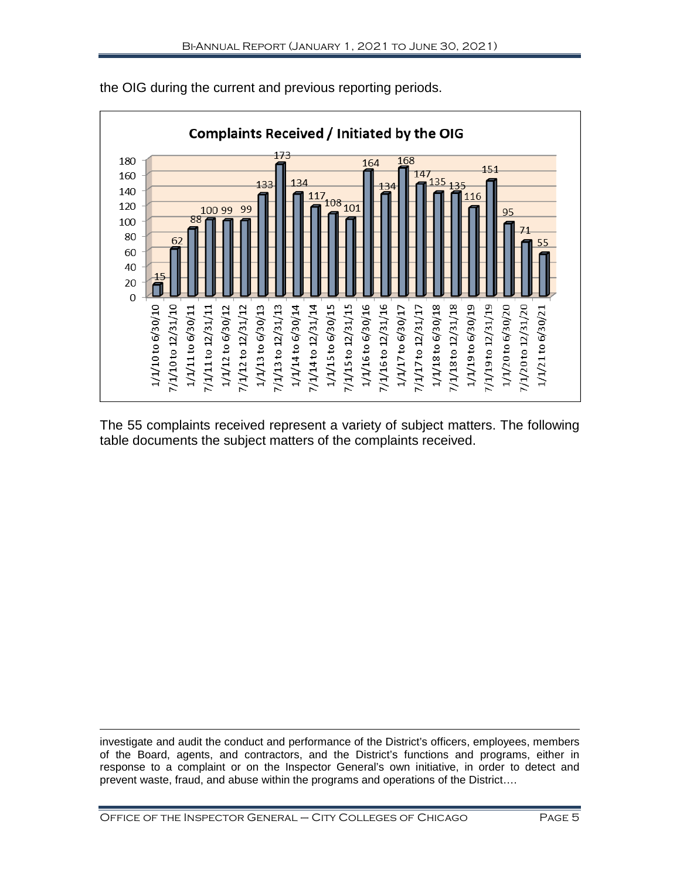the OIG during the current and previous reporting periods.

**Complaints Received / Initiated by the OIG**

| Period | Complaints |
|---|---|
| 1/1/10 to 6/30/10 | 15 |
| 7/1/10 to 12/31/10 | 62 |
| 1/1/11 to 6/30/11 | 88 |
| 7/1/11 to 12/31/11 | 100 |
| 1/1/12 to 6/30/12 | 99 |
| 7/1/12 to 12/31/12 | 99 |
| 1/1/13 to 6/30/13 | 133 |
| 7/1/13 to 12/31/13 | 173 |
| 1/1/14 to 6/30/14 | 134 |
| 7/1/14 to 12/31/14 | 117 |
| 1/1/15 to 6/30/15 | 108 |
| 7/1/15 to 12/31/15 | 101 |
| 1/1/16 to 6/30/16 | 164 |
| 7/1/16 to 12/31/16 | 134 |
| 1/1/17 to 6/30/17 | 168 |
| 7/1/17 to 12/31/17 | 147 |
| 1/1/18 to 6/30/18 | 135 |
| 7/1/18 to 12/31/18 | 135 |
| 1/1/19 to 6/30/19 | 116 |
| 7/1/19 to 12/31/19 | 151 |
| 1/1/20 to 6/30/20 | 95 |
| 7/1/20 to 12/31/20 | 71 |
| 1/1/21 to 6/30/21 | 55 |

The 55 complaints received represent a variety of subject matters. The following table documents the subject matters of the complaints received.

investigate and audit the conduct and performance of the District's officers, employees, members of the Board, agents, and contractors, and the District's functions and programs, either in response to a complaint or on the Inspector General's own initiative, in order to detect and prevent waste, fraud, and abuse within the programs and operations of the District….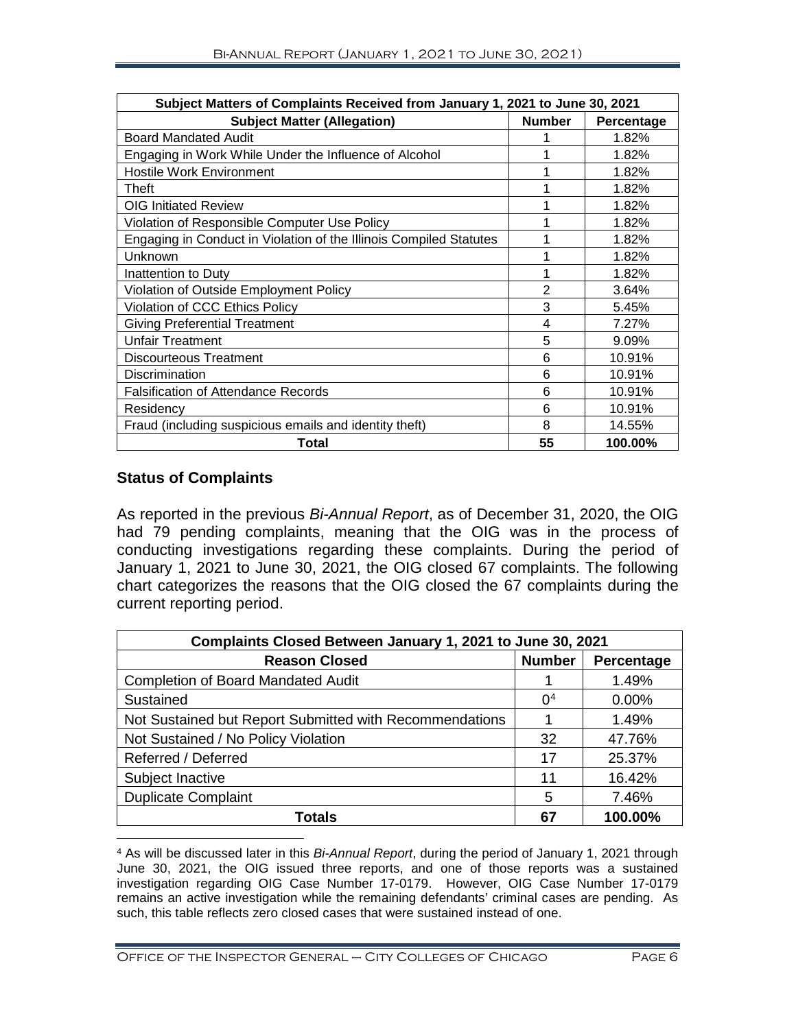| Subject Matters of Complaints Received from January 1, 2021 to June 30, 2021 | | |
|---|---|---|
| **Subject Matter (Allegation)** | **Number** | **Percentage** |
| Board Mandated Audit | 1 | 1.82% |
| Engaging in Work While Under the Influence of Alcohol | 1 | 1.82% |
| Hostile Work Environment | 1 | 1.82% |
| Theft | 1 | 1.82% |
| OIG Initiated Review | 1 | 1.82% |
| Violation of Responsible Computer Use Policy | 1 | 1.82% |
| Engaging in Conduct in Violation of the Illinois Compiled Statutes | 1 | 1.82% |
| Unknown | 1 | 1.82% |
| Inattention to Duty | 1 | 1.82% |
| Violation of Outside Employment Policy | 2 | 3.64% |
| Violation of CCC Ethics Policy | 3 | 5.45% |
| Giving Preferential Treatment | 4 | 7.27% |
| Unfair Treatment | 5 | 9.09% |
| Discourteous Treatment | 6 | 10.91% |
| Discrimination | 6 | 10.91% |
| Falsification of Attendance Records | 6 | 10.91% |
| Residency | 6 | 10.91% |
| Fraud (including suspicious emails and identity theft) | 8 | 14.55% |
| **Total** | **55** | **100.00%** |

## Status of Complaints

As reported in the previous *Bi-Annual Report*, as of December 31, 2020, the OIG had 79 pending complaints, meaning that the OIG was in the process of conducting investigations regarding these complaints. During the period of January 1, 2021 to June 30, 2021, the OIG closed 67 complaints. The following chart categorizes the reasons that the OIG closed the 67 complaints during the current reporting period.

| Complaints Closed Between January 1, 2021 to June 30, 2021 | | |
|---|---|---|
| **Reason Closed** | **Number** | **Percentage** |
| Completion of Board Mandated Audit | 1 | 1.49% |
| Sustained | 0[4] | 0.00% |
| Not Sustained but Report Submitted with Recommendations | 1 | 1.49% |
| Not Sustained / No Policy Violation | 32 | 47.76% |
| Referred / Deferred | 17 | 25.37% |
| Subject Inactive | 11 | 16.42% |
| Duplicate Complaint | 5 | 7.46% |
| **Totals** | **67** | **100.00%** |

[4] As will be discussed later in this *Bi-Annual Report*, during the period of January 1, 2021 through June 30, 2021, the OIG issued three reports, and one of those reports was a sustained investigation regarding OIG Case Number 17-0179. However, OIG Case Number 17-0179 remains an active investigation while the remaining defendants' criminal cases are pending. As such, this table reflects zero closed cases that were sustained instead of one.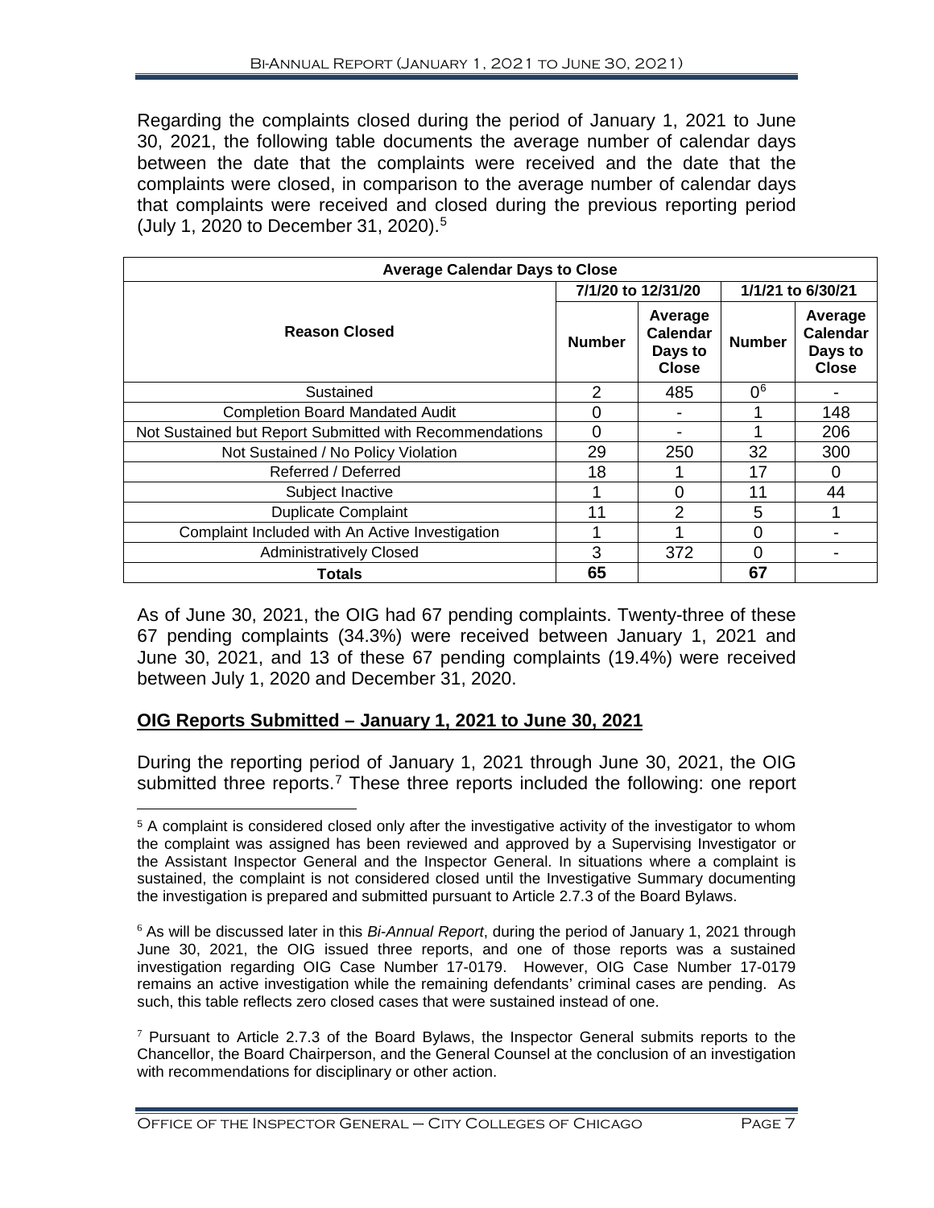Regarding the complaints closed during the period of January 1, 2021 to June 30, 2021, the following table documents the average number of calendar days between the date that the complaints were received and the date that the complaints were closed, in comparison to the average number of calendar days that complaints were received and closed during the previous reporting period (July 1, 2020 to December 31, 2020).[5]

| Average Calendar Days to Close | | | | |
|---|---|---|---|---|
| | 7/1/20 to 12/31/20 | | 1/1/21 to 6/30/21 | |
| **Reason Closed** | **Number** | **Average Calendar Days to Close** | **Number** | **Average Calendar Days to Close** |
| Sustained | 2 | 485 | 0[6] | - |
| Completion Board Mandated Audit | 0 | - | 1 | 148 |
| Not Sustained but Report Submitted with Recommendations | 0 | - | 1 | 206 |
| Not Sustained / No Policy Violation | 29 | 250 | 32 | 300 |
| Referred / Deferred | 18 | 1 | 17 | 0 |
| Subject Inactive | 1 | 0 | 11 | 44 |
| Duplicate Complaint | 11 | 2 | 5 | 1 |
| Complaint Included with An Active Investigation | 1 | 1 | 0 | - |
| Administratively Closed | 3 | 372 | 0 | - |
| **Totals** | **65** | | **67** | |

As of June 30, 2021, the OIG had 67 pending complaints. Twenty-three of these 67 pending complaints (34.3%) were received between January 1, 2021 and June 30, 2021, and 13 of these 67 pending complaints (19.4%) were received between July 1, 2020 and December 31, 2020.

## OIG Reports Submitted – January 1, 2021 to June 30, 2021

During the reporting period of January 1, 2021 through June 30, 2021, the OIG submitted three reports.[7] These three reports included the following: one report

[5] A complaint is considered closed only after the investigative activity of the investigator to whom the complaint was assigned has been reviewed and approved by a Supervising Investigator or the Assistant Inspector General and the Inspector General. In situations where a complaint is sustained, the complaint is not considered closed until the Investigative Summary documenting the investigation is prepared and submitted pursuant to Article 2.7.3 of the Board Bylaws.

[6] As will be discussed later in this *Bi-Annual Report*, during the period of January 1, 2021 through June 30, 2021, the OIG issued three reports, and one of those reports was a sustained investigation regarding OIG Case Number 17-0179. However, OIG Case Number 17-0179 remains an active investigation while the remaining defendants' criminal cases are pending. As such, this table reflects zero closed cases that were sustained instead of one.

[7] Pursuant to Article 2.7.3 of the Board Bylaws, the Inspector General submits reports to the Chancellor, the Board Chairperson, and the General Counsel at the conclusion of an investigation with recommendations for disciplinary or other action.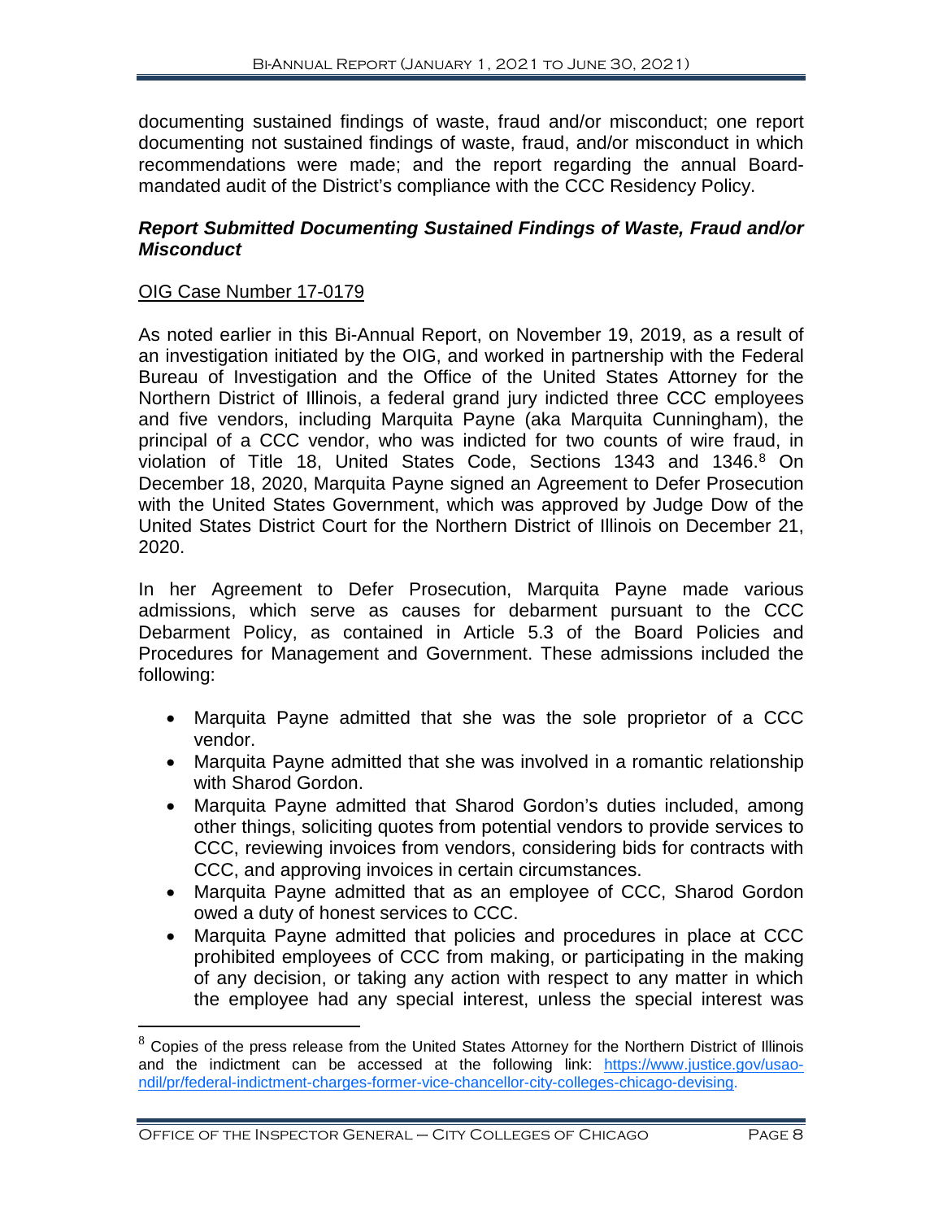documenting sustained findings of waste, fraud and/or misconduct; one report documenting not sustained findings of waste, fraud, and/or misconduct in which recommendations were made; and the report regarding the annual Board-mandated audit of the District's compliance with the CCC Residency Policy.

### ***Report Submitted Documenting Sustained Findings of Waste, Fraud and/or Misconduct***

OIG Case Number 17-0179

As noted earlier in this Bi-Annual Report, on November 19, 2019, as a result of an investigation initiated by the OIG, and worked in partnership with the Federal Bureau of Investigation and the Office of the United States Attorney for the Northern District of Illinois, a federal grand jury indicted three CCC employees and five vendors, including Marquita Payne (aka Marquita Cunningham), the principal of a CCC vendor, who was indicted for two counts of wire fraud, in violation of Title 18, United States Code, Sections 1343 and 1346.[8] On December 18, 2020, Marquita Payne signed an Agreement to Defer Prosecution with the United States Government, which was approved by Judge Dow of the United States District Court for the Northern District of Illinois on December 21, 2020.

In her Agreement to Defer Prosecution, Marquita Payne made various admissions, which serve as causes for debarment pursuant to the CCC Debarment Policy, as contained in Article 5.3 of the Board Policies and Procedures for Management and Government. These admissions included the following:

- Marquita Payne admitted that she was the sole proprietor of a CCC vendor.
- Marquita Payne admitted that she was involved in a romantic relationship with Sharod Gordon.
- Marquita Payne admitted that Sharod Gordon's duties included, among other things, soliciting quotes from potential vendors to provide services to CCC, reviewing invoices from vendors, considering bids for contracts with CCC, and approving invoices in certain circumstances.
- Marquita Payne admitted that as an employee of CCC, Sharod Gordon owed a duty of honest services to CCC.
- Marquita Payne admitted that policies and procedures in place at CCC prohibited employees of CCC from making, or participating in the making of any decision, or taking any action with respect to any matter in which the employee had any special interest, unless the special interest was

[8] Copies of the press release from the United States Attorney for the Northern District of Illinois and the indictment can be accessed at the following link: https://www.justice.gov/usao-ndil/pr/federal-indictment-charges-former-vice-chancellor-city-colleges-chicago-devising.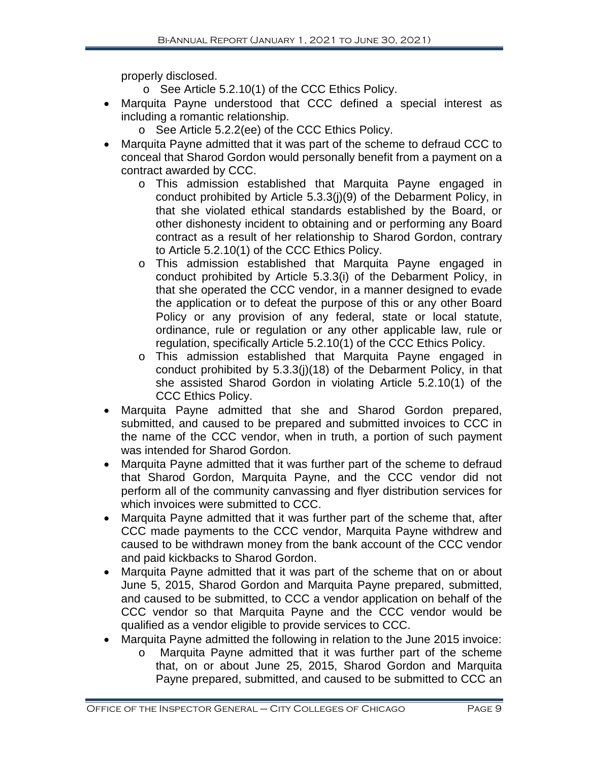properly disclosed.

  - See Article 5.2.10(1) of the CCC Ethics Policy.
- Marquita Payne understood that CCC defined a special interest as including a romantic relationship.
  - See Article 5.2.2(ee) of the CCC Ethics Policy.
- Marquita Payne admitted that it was part of the scheme to defraud CCC to conceal that Sharod Gordon would personally benefit from a payment on a contract awarded by CCC.
  - This admission established that Marquita Payne engaged in conduct prohibited by Article 5.3.3(j)(9) of the Debarment Policy, in that she violated ethical standards established by the Board, or other dishonesty incident to obtaining and or performing any Board contract as a result of her relationship to Sharod Gordon, contrary to Article 5.2.10(1) of the CCC Ethics Policy.
  - This admission established that Marquita Payne engaged in conduct prohibited by Article 5.3.3(i) of the Debarment Policy, in that she operated the CCC vendor, in a manner designed to evade the application or to defeat the purpose of this or any other Board Policy or any provision of any federal, state or local statute, ordinance, rule or regulation or any other applicable law, rule or regulation, specifically Article 5.2.10(1) of the CCC Ethics Policy.
  - This admission established that Marquita Payne engaged in conduct prohibited by 5.3.3(j)(18) of the Debarment Policy, in that she assisted Sharod Gordon in violating Article 5.2.10(1) of the CCC Ethics Policy.
- Marquita Payne admitted that she and Sharod Gordon prepared, submitted, and caused to be prepared and submitted invoices to CCC in the name of the CCC vendor, when in truth, a portion of such payment was intended for Sharod Gordon.
- Marquita Payne admitted that it was further part of the scheme to defraud that Sharod Gordon, Marquita Payne, and the CCC vendor did not perform all of the community canvassing and flyer distribution services for which invoices were submitted to CCC.
- Marquita Payne admitted that it was further part of the scheme that, after CCC made payments to the CCC vendor, Marquita Payne withdrew and caused to be withdrawn money from the bank account of the CCC vendor and paid kickbacks to Sharod Gordon.
- Marquita Payne admitted that it was part of the scheme that on or about June 5, 2015, Sharod Gordon and Marquita Payne prepared, submitted, and caused to be submitted, to CCC a vendor application on behalf of the CCC vendor so that Marquita Payne and the CCC vendor would be qualified as a vendor eligible to provide services to CCC.
- Marquita Payne admitted the following in relation to the June 2015 invoice:
  - Marquita Payne admitted that it was further part of the scheme that, on or about June 25, 2015, Sharod Gordon and Marquita Payne prepared, submitted, and caused to be submitted to CCC an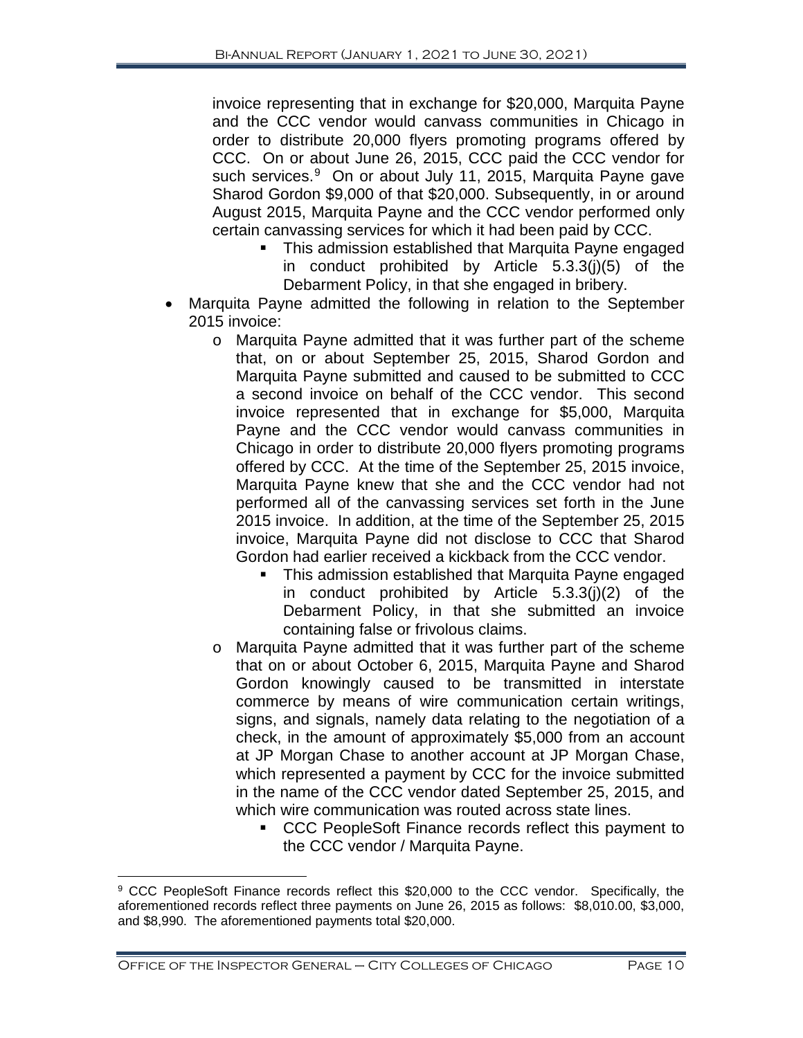invoice representing that in exchange for $20,000, Marquita Payne and the CCC vendor would canvass communities in Chicago in order to distribute 20,000 flyers promoting programs offered by CCC. On or about June 26, 2015, CCC paid the CCC vendor for such services.[9] On or about July 11, 2015, Marquita Payne gave Sharod Gordon $9,000 of that $20,000. Subsequently, in or around August 2015, Marquita Payne and the CCC vendor performed only certain canvassing services for which it had been paid by CCC.

- This admission established that Marquita Payne engaged in conduct prohibited by Article 5.3.3(j)(5) of the Debarment Policy, in that she engaged in bribery.

- Marquita Payne admitted the following in relation to the September 2015 invoice:
  - Marquita Payne admitted that it was further part of the scheme that, on or about September 25, 2015, Sharod Gordon and Marquita Payne submitted and caused to be submitted to CCC a second invoice on behalf of the CCC vendor. This second invoice represented that in exchange for $5,000, Marquita Payne and the CCC vendor would canvass communities in Chicago in order to distribute 20,000 flyers promoting programs offered by CCC. At the time of the September 25, 2015 invoice, Marquita Payne knew that she and the CCC vendor had not performed all of the canvassing services set forth in the June 2015 invoice. In addition, at the time of the September 25, 2015 invoice, Marquita Payne did not disclose to CCC that Sharod Gordon had earlier received a kickback from the CCC vendor.
    - This admission established that Marquita Payne engaged in conduct prohibited by Article 5.3.3(j)(2) of the Debarment Policy, in that she submitted an invoice containing false or frivolous claims.
  - Marquita Payne admitted that it was further part of the scheme that on or about October 6, 2015, Marquita Payne and Sharod Gordon knowingly caused to be transmitted in interstate commerce by means of wire communication certain writings, signs, and signals, namely data relating to the negotiation of a check, in the amount of approximately $5,000 from an account at JP Morgan Chase to another account at JP Morgan Chase, which represented a payment by CCC for the invoice submitted in the name of the CCC vendor dated September 25, 2015, and which wire communication was routed across state lines.
    - CCC PeopleSoft Finance records reflect this payment to the CCC vendor / Marquita Payne.

---

[9] CCC PeopleSoft Finance records reflect this $20,000 to the CCC vendor. Specifically, the aforementioned records reflect three payments on June 26, 2015 as follows: $8,010.00, $3,000, and $8,990. The aforementioned payments total $20,000.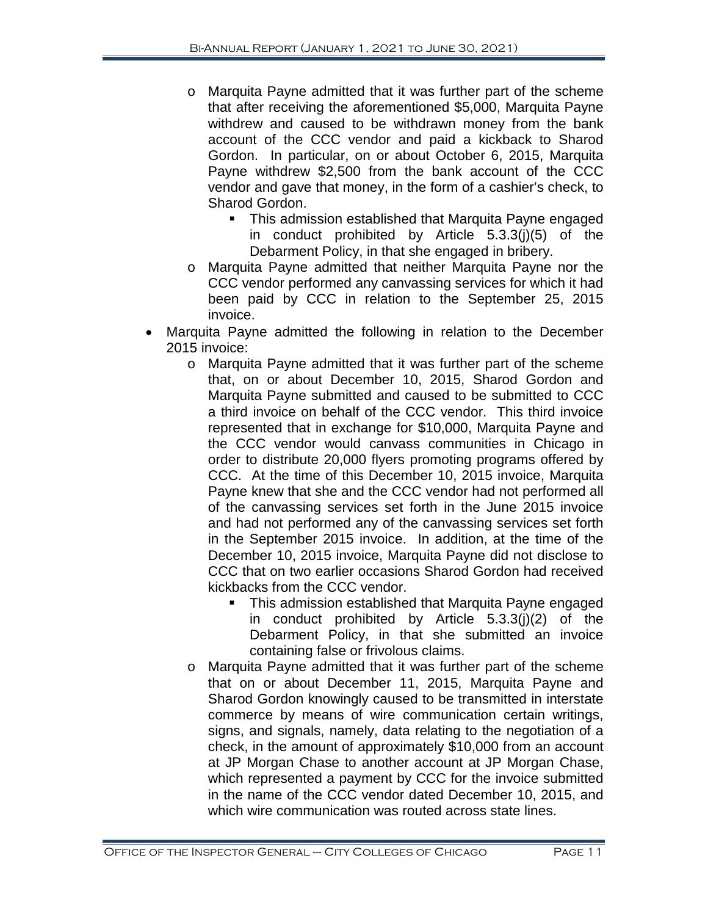- Marquita Payne admitted that it was further part of the scheme that after receiving the aforementioned $5,000, Marquita Payne withdrew and caused to be withdrawn money from the bank account of the CCC vendor and paid a kickback to Sharod Gordon. In particular, on or about October 6, 2015, Marquita Payne withdrew $2,500 from the bank account of the CCC vendor and gave that money, in the form of a cashier's check, to Sharod Gordon.
    - This admission established that Marquita Payne engaged in conduct prohibited by Article 5.3.3(j)(5) of the Debarment Policy, in that she engaged in bribery.
  - Marquita Payne admitted that neither Marquita Payne nor the CCC vendor performed any canvassing services for which it had been paid by CCC in relation to the September 25, 2015 invoice.
- Marquita Payne admitted the following in relation to the December 2015 invoice:
  - Marquita Payne admitted that it was further part of the scheme that, on or about December 10, 2015, Sharod Gordon and Marquita Payne submitted and caused to be submitted to CCC a third invoice on behalf of the CCC vendor. This third invoice represented that in exchange for $10,000, Marquita Payne and the CCC vendor would canvass communities in Chicago in order to distribute 20,000 flyers promoting programs offered by CCC. At the time of this December 10, 2015 invoice, Marquita Payne knew that she and the CCC vendor had not performed all of the canvassing services set forth in the June 2015 invoice and had not performed any of the canvassing services set forth in the September 2015 invoice. In addition, at the time of the December 10, 2015 invoice, Marquita Payne did not disclose to CCC that on two earlier occasions Sharod Gordon had received kickbacks from the CCC vendor.
    - This admission established that Marquita Payne engaged in conduct prohibited by Article 5.3.3(j)(2) of the Debarment Policy, in that she submitted an invoice containing false or frivolous claims.
  - Marquita Payne admitted that it was further part of the scheme that on or about December 11, 2015, Marquita Payne and Sharod Gordon knowingly caused to be transmitted in interstate commerce by means of wire communication certain writings, signs, and signals, namely, data relating to the negotiation of a check, in the amount of approximately $10,000 from an account at JP Morgan Chase to another account at JP Morgan Chase, which represented a payment by CCC for the invoice submitted in the name of the CCC vendor dated December 10, 2015, and which wire communication was routed across state lines.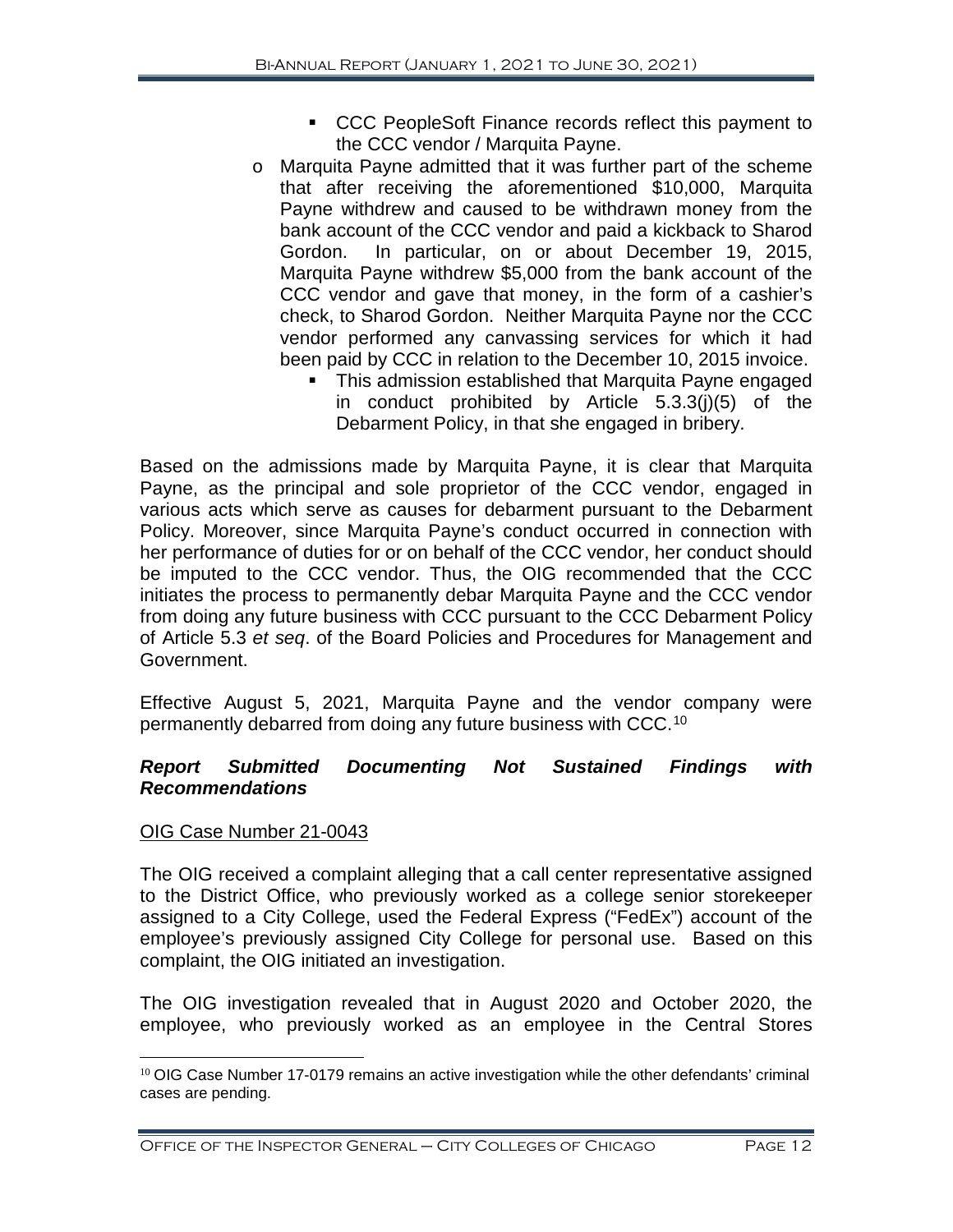- CCC PeopleSoft Finance records reflect this payment to the CCC vendor / Marquita Payne.
    - Marquita Payne admitted that it was further part of the scheme that after receiving the aforementioned $10,000, Marquita Payne withdrew and caused to be withdrawn money from the bank account of the CCC vendor and paid a kickback to Sharod Gordon. In particular, on or about December 19, 2015, Marquita Payne withdrew $5,000 from the bank account of the CCC vendor and gave that money, in the form of a cashier's check, to Sharod Gordon. Neither Marquita Payne nor the CCC vendor performed any canvassing services for which it had been paid by CCC in relation to the December 10, 2015 invoice.
        - This admission established that Marquita Payne engaged in conduct prohibited by Article 5.3.3(j)(5) of the Debarment Policy, in that she engaged in bribery.

Based on the admissions made by Marquita Payne, it is clear that Marquita Payne, as the principal and sole proprietor of the CCC vendor, engaged in various acts which serve as causes for debarment pursuant to the Debarment Policy. Moreover, since Marquita Payne's conduct occurred in connection with her performance of duties for or on behalf of the CCC vendor, her conduct should be imputed to the CCC vendor. Thus, the OIG recommended that the CCC initiates the process to permanently debar Marquita Payne and the CCC vendor from doing any future business with CCC pursuant to the CCC Debarment Policy of Article 5.3 *et seq*. of the Board Policies and Procedures for Management and Government.

Effective August 5, 2021, Marquita Payne and the vendor company were permanently debarred from doing any future business with CCC.[10]

### *Report Submitted Documenting Not Sustained Findings with Recommendations*

OIG Case Number 21-0043

The OIG received a complaint alleging that a call center representative assigned to the District Office, who previously worked as a college senior storekeeper assigned to a City College, used the Federal Express ("FedEx") account of the employee's previously assigned City College for personal use. Based on this complaint, the OIG initiated an investigation.

The OIG investigation revealed that in August 2020 and October 2020, the employee, who previously worked as an employee in the Central Stores

---

[10] OIG Case Number 17-0179 remains an active investigation while the other defendants' criminal cases are pending.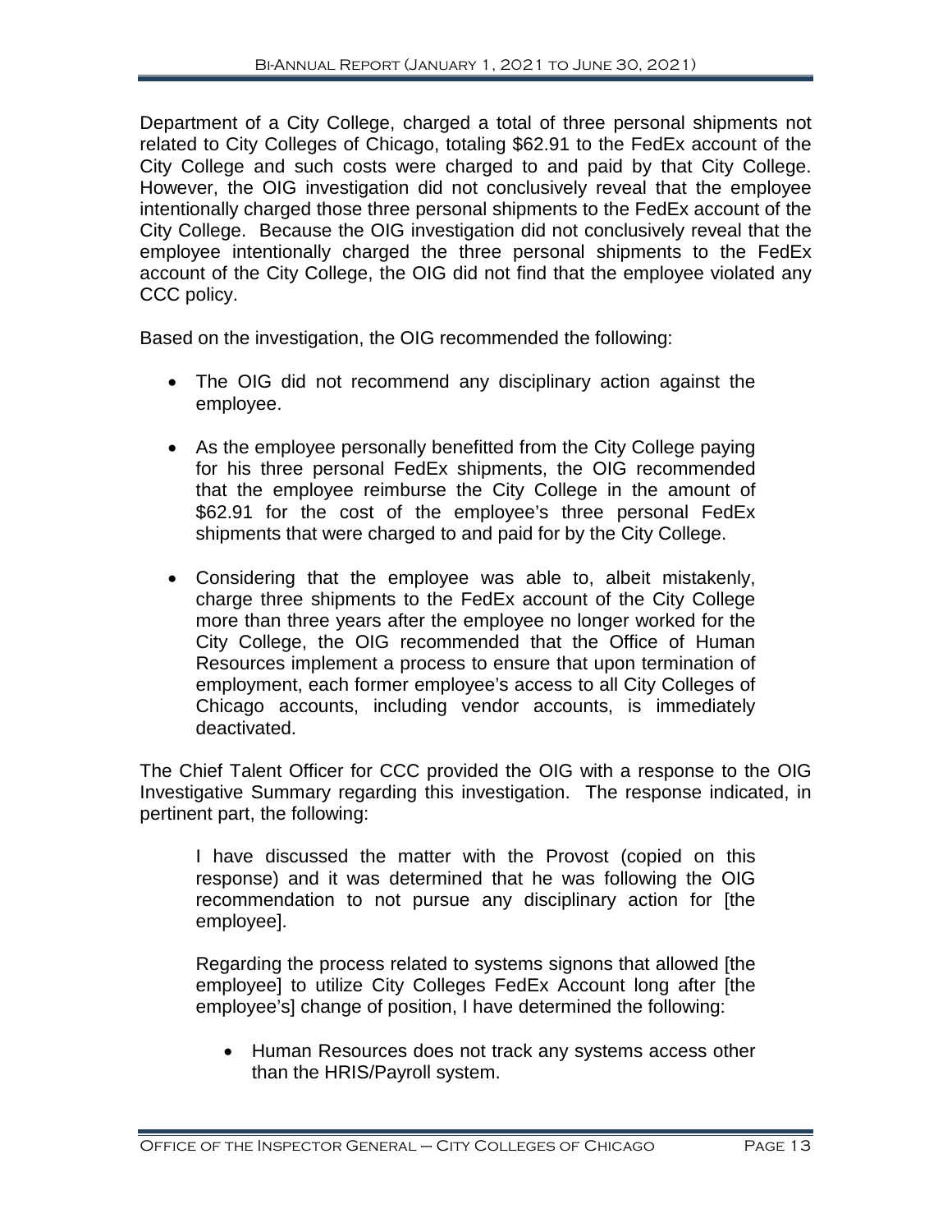Department of a City College, charged a total of three personal shipments not related to City Colleges of Chicago, totaling $62.91 to the FedEx account of the City College and such costs were charged to and paid by that City College. However, the OIG investigation did not conclusively reveal that the employee intentionally charged those three personal shipments to the FedEx account of the City College. Because the OIG investigation did not conclusively reveal that the employee intentionally charged the three personal shipments to the FedEx account of the City College, the OIG did not find that the employee violated any CCC policy.

Based on the investigation, the OIG recommended the following:

- The OIG did not recommend any disciplinary action against the employee.
- As the employee personally benefitted from the City College paying for his three personal FedEx shipments, the OIG recommended that the employee reimburse the City College in the amount of $62.91 for the cost of the employee's three personal FedEx shipments that were charged to and paid for by the City College.
- Considering that the employee was able to, albeit mistakenly, charge three shipments to the FedEx account of the City College more than three years after the employee no longer worked for the City College, the OIG recommended that the Office of Human Resources implement a process to ensure that upon termination of employment, each former employee's access to all City Colleges of Chicago accounts, including vendor accounts, is immediately deactivated.

The Chief Talent Officer for CCC provided the OIG with a response to the OIG Investigative Summary regarding this investigation. The response indicated, in pertinent part, the following:

> I have discussed the matter with the Provost (copied on this response) and it was determined that he was following the OIG recommendation to not pursue any disciplinary action for [the employee].
>
> Regarding the process related to systems signons that allowed [the employee] to utilize City Colleges FedEx Account long after [the employee's] change of position, I have determined the following:
>
> - Human Resources does not track any systems access other than the HRIS/Payroll system.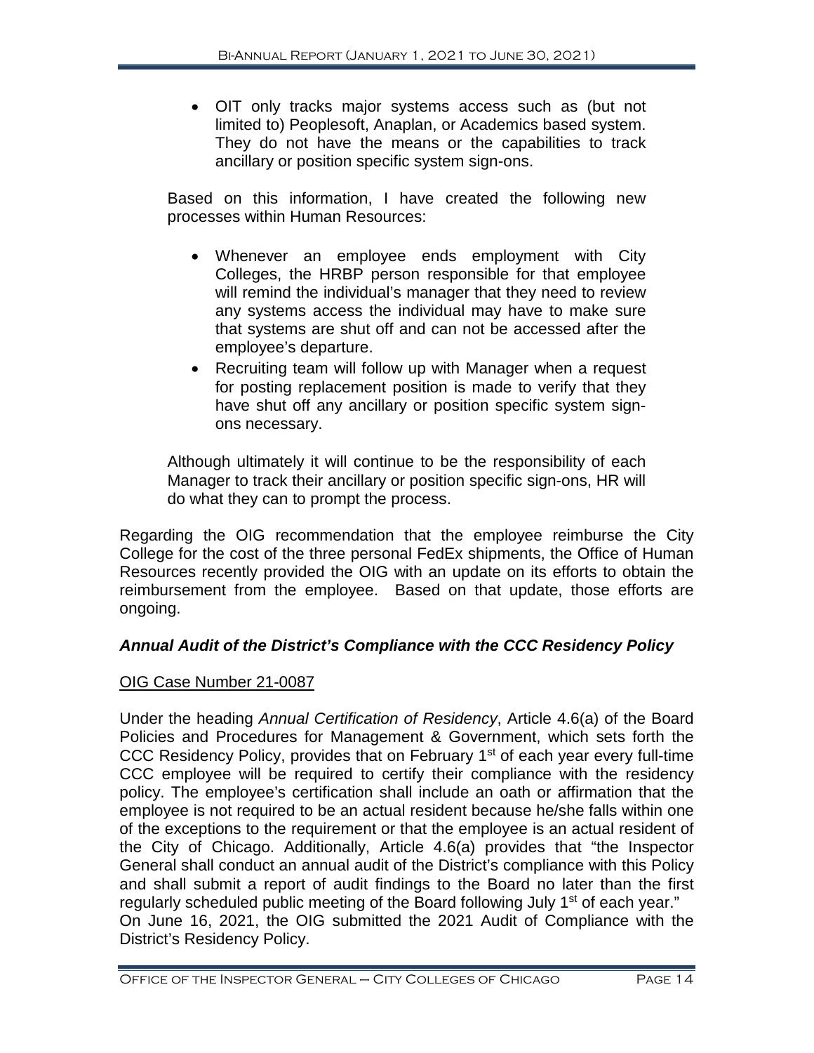- OIT only tracks major systems access such as (but not limited to) Peoplesoft, Anaplan, or Academics based system. They do not have the means or the capabilities to track ancillary or position specific system sign-ons.

Based on this information, I have created the following new processes within Human Resources:

- Whenever an employee ends employment with City Colleges, the HRBP person responsible for that employee will remind the individual's manager that they need to review any systems access the individual may have to make sure that systems are shut off and can not be accessed after the employee's departure.
- Recruiting team will follow up with Manager when a request for posting replacement position is made to verify that they have shut off any ancillary or position specific system sign-ons necessary.

Although ultimately it will continue to be the responsibility of each Manager to track their ancillary or position specific sign-ons, HR will do what they can to prompt the process.

Regarding the OIG recommendation that the employee reimburse the City College for the cost of the three personal FedEx shipments, the Office of Human Resources recently provided the OIG with an update on its efforts to obtain the reimbursement from the employee. Based on that update, those efforts are ongoing.

### *Annual Audit of the District's Compliance with the CCC Residency Policy*

OIG Case Number 21-0087

Under the heading *Annual Certification of Residency*, Article 4.6(a) of the Board Policies and Procedures for Management & Government, which sets forth the CCC Residency Policy, provides that on February 1st of each year every full-time CCC employee will be required to certify their compliance with the residency policy. The employee's certification shall include an oath or affirmation that the employee is not required to be an actual resident because he/she falls within one of the exceptions to the requirement or that the employee is an actual resident of the City of Chicago. Additionally, Article 4.6(a) provides that "the Inspector General shall conduct an annual audit of the District's compliance with this Policy and shall submit a report of audit findings to the Board no later than the first regularly scheduled public meeting of the Board following July 1st of each year." On June 16, 2021, the OIG submitted the 2021 Audit of Compliance with the District's Residency Policy.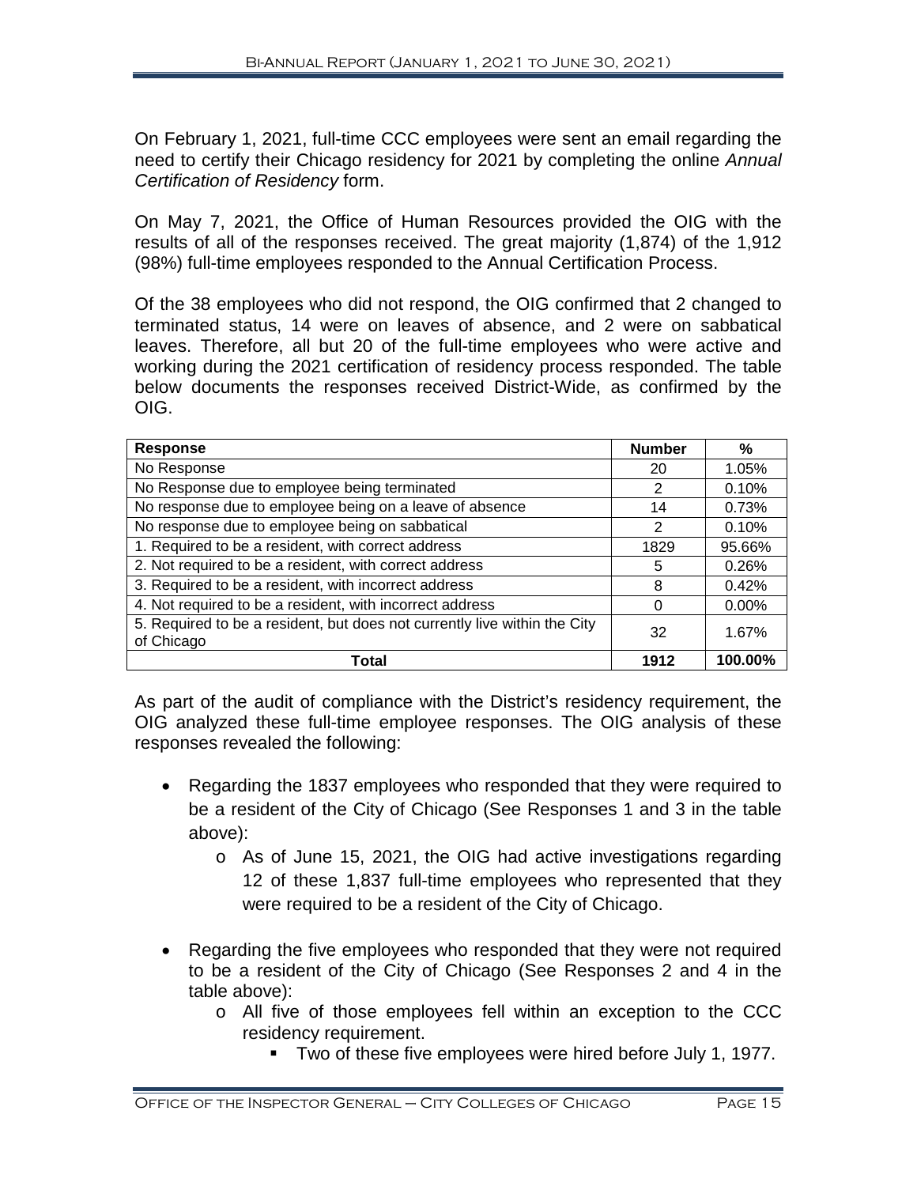On February 1, 2021, full-time CCC employees were sent an email regarding the need to certify their Chicago residency for 2021 by completing the online *Annual Certification of Residency* form.

On May 7, 2021, the Office of Human Resources provided the OIG with the results of all of the responses received. The great majority (1,874) of the 1,912 (98%) full-time employees responded to the Annual Certification Process.

Of the 38 employees who did not respond, the OIG confirmed that 2 changed to terminated status, 14 were on leaves of absence, and 2 were on sabbatical leaves. Therefore, all but 20 of the full-time employees who were active and working during the 2021 certification of residency process responded. The table below documents the responses received District-Wide, as confirmed by the OIG.

| **Response** | **Number** | **%** |
|---|---|---|
| No Response | 20 | 1.05% |
| No Response due to employee being terminated | 2 | 0.10% |
| No response due to employee being on a leave of absence | 14 | 0.73% |
| No response due to employee being on sabbatical | 2 | 0.10% |
| 1. Required to be a resident, with correct address | 1829 | 95.66% |
| 2. Not required to be a resident, with correct address | 5 | 0.26% |
| 3. Required to be a resident, with incorrect address | 8 | 0.42% |
| 4. Not required to be a resident, with incorrect address | 0 | 0.00% |
| 5. Required to be a resident, but does not currently live within the City of Chicago | 32 | 1.67% |
| **Total** | **1912** | **100.00%** |

As part of the audit of compliance with the District's residency requirement, the OIG analyzed these full-time employee responses. The OIG analysis of these responses revealed the following:

- Regarding the 1837 employees who responded that they were required to be a resident of the City of Chicago (See Responses 1 and 3 in the table above):
  - As of June 15, 2021, the OIG had active investigations regarding 12 of these 1,837 full-time employees who represented that they were required to be a resident of the City of Chicago.
- Regarding the five employees who responded that they were not required to be a resident of the City of Chicago (See Responses 2 and 4 in the table above):
  - All five of those employees fell within an exception to the CCC residency requirement.
    - Two of these five employees were hired before July 1, 1977.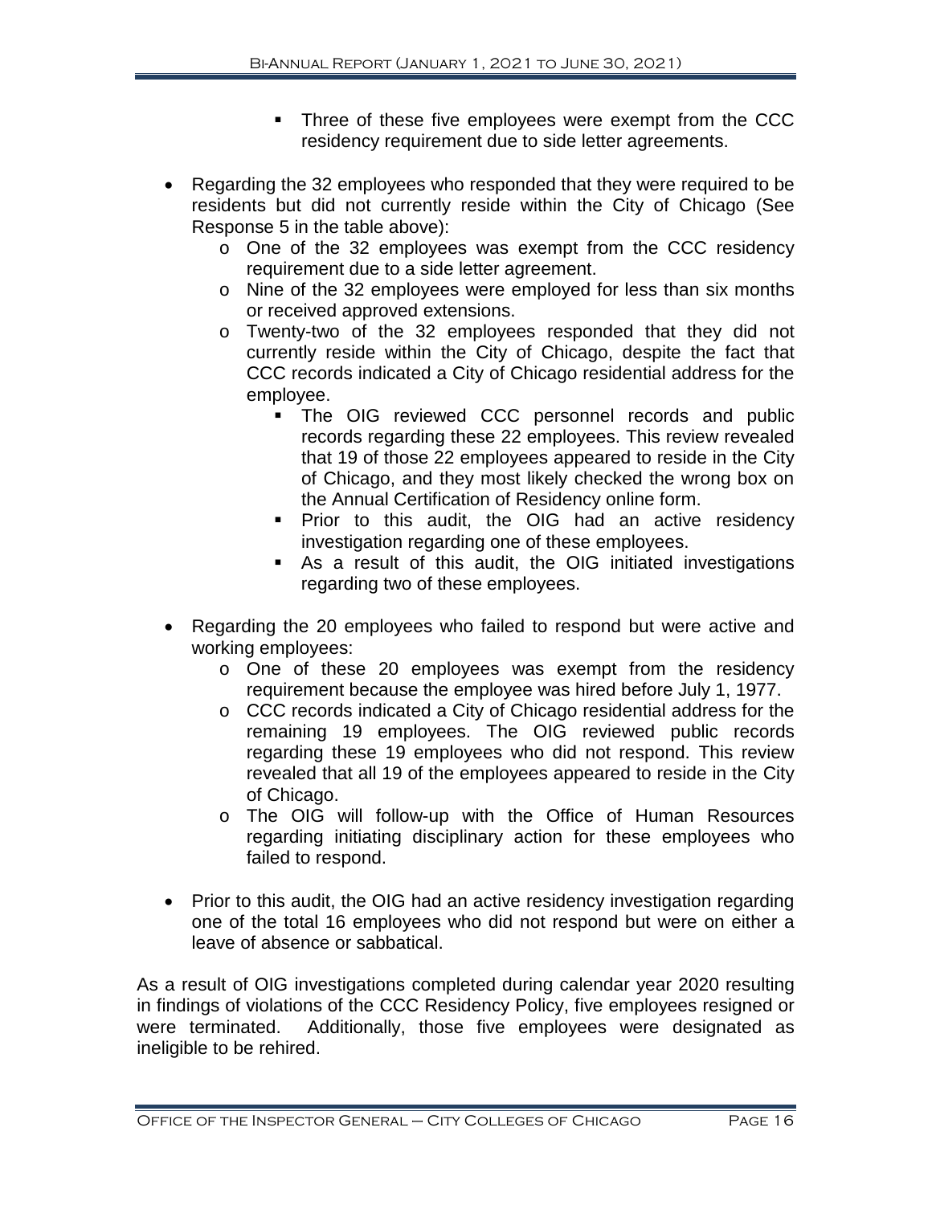- Three of these five employees were exempt from the CCC residency requirement due to side letter agreements.

- Regarding the 32 employees who responded that they were required to be residents but did not currently reside within the City of Chicago (See Response 5 in the table above):
  - One of the 32 employees was exempt from the CCC residency requirement due to a side letter agreement.
  - Nine of the 32 employees were employed for less than six months or received approved extensions.
  - Twenty-two of the 32 employees responded that they did not currently reside within the City of Chicago, despite the fact that CCC records indicated a City of Chicago residential address for the employee.
    - The OIG reviewed CCC personnel records and public records regarding these 22 employees. This review revealed that 19 of those 22 employees appeared to reside in the City of Chicago, and they most likely checked the wrong box on the Annual Certification of Residency online form.
    - Prior to this audit, the OIG had an active residency investigation regarding one of these employees.
    - As a result of this audit, the OIG initiated investigations regarding two of these employees.

- Regarding the 20 employees who failed to respond but were active and working employees:
  - One of these 20 employees was exempt from the residency requirement because the employee was hired before July 1, 1977.
  - CCC records indicated a City of Chicago residential address for the remaining 19 employees. The OIG reviewed public records regarding these 19 employees who did not respond. This review revealed that all 19 of the employees appeared to reside in the City of Chicago.
  - The OIG will follow-up with the Office of Human Resources regarding initiating disciplinary action for these employees who failed to respond.

- Prior to this audit, the OIG had an active residency investigation regarding one of the total 16 employees who did not respond but were on either a leave of absence or sabbatical.

As a result of OIG investigations completed during calendar year 2020 resulting in findings of violations of the CCC Residency Policy, five employees resigned or were terminated. Additionally, those five employees were designated as ineligible to be rehired.